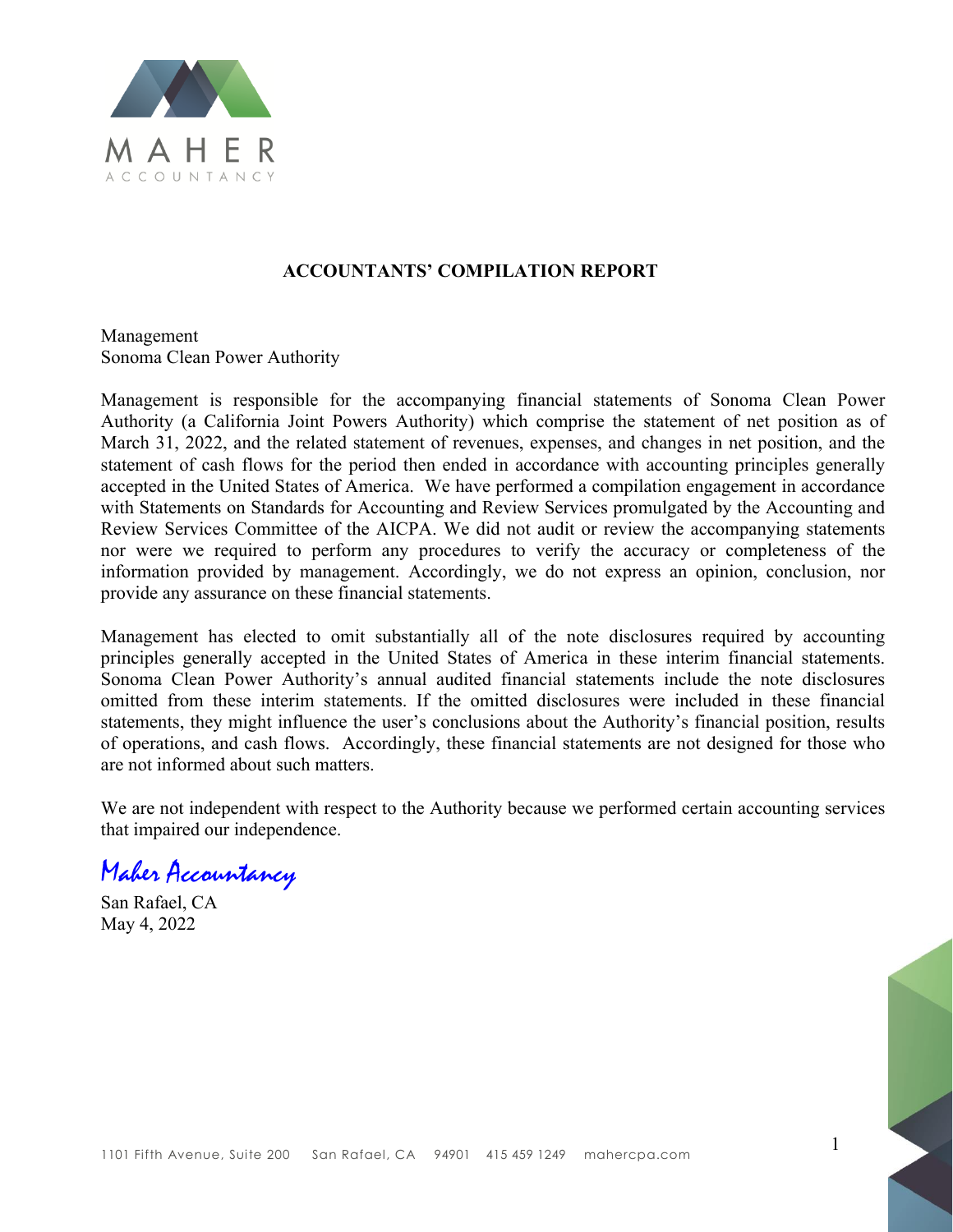MAHER

ACCOUNTANCY

## ACCOUNTANTS' COMPILATION REPORT

Management
Sonoma Clean Power Authority

Management is responsible for the accompanying financial statements of Sonoma Clean Power Authority (a California Joint Powers Authority) which comprise the statement of net position as of March 31, 2022, and the related statement of revenues, expenses, and changes in net position, and the statement of cash flows for the period then ended in accordance with accounting principles generally accepted in the United States of America. We have performed a compilation engagement in accordance with Statements on Standards for Accounting and Review Services promulgated by the Accounting and Review Services Committee of the AICPA. We did not audit or review the accompanying statements nor were we required to perform any procedures to verify the accuracy or completeness of the information provided by management. Accordingly, we do not express an opinion, conclusion, nor provide any assurance on these financial statements.

Management has elected to omit substantially all of the note disclosures required by accounting principles generally accepted in the United States of America in these interim financial statements. Sonoma Clean Power Authority's annual audited financial statements include the note disclosures omitted from these interim statements. If the omitted disclosures were included in these financial statements, they might influence the user's conclusions about the Authority's financial position, results of operations, and cash flows. Accordingly, these financial statements are not designed for those who are not informed about such matters.

We are not independent with respect to the Authority because we performed certain accounting services that impaired our independence.

*Maher Accountancy*

San Rafael, CA
May 4, 2022

1101 Fifth Avenue, Suite 200  San Rafael, CA  94901  415 459 1249  mahercpa.com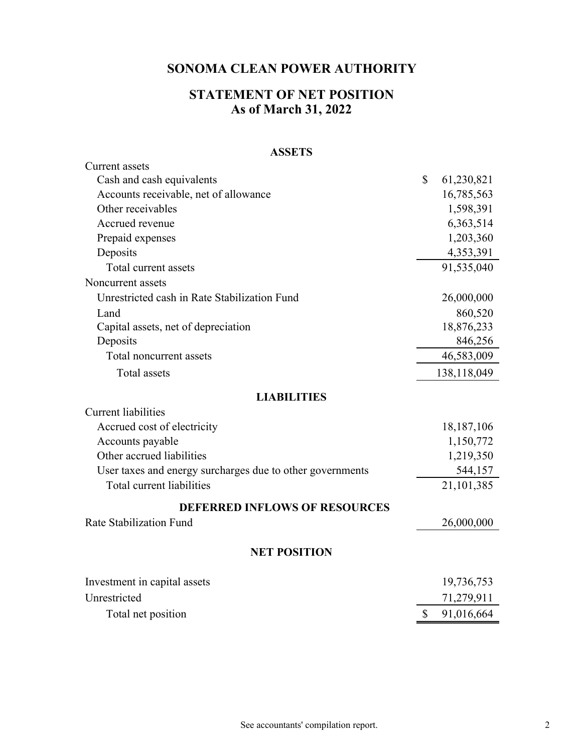# SONOMA CLEAN POWER AUTHORITY

## STATEMENT OF NET POSITION
## As of March 31, 2022

| | |
|---|---|
| **ASSETS** | |
| Current assets | |
| Cash and cash equivalents | $ 61,230,821 |
| Accounts receivable, net of allowance | 16,785,563 |
| Other receivables | 1,598,391 |
| Accrued revenue | 6,363,514 |
| Prepaid expenses | 1,203,360 |
| Deposits | 4,353,391 |
| Total current assets | 91,535,040 |
| Noncurrent assets | |
| Unrestricted cash in Rate Stabilization Fund | 26,000,000 |
| Land | 860,520 |
| Capital assets, net of depreciation | 18,876,233 |
| Deposits | 846,256 |
| Total noncurrent assets | 46,583,009 |
| Total assets | 138,118,049 |
| **LIABILITIES** | |
| Current liabilities | |
| Accrued cost of electricity | 18,187,106 |
| Accounts payable | 1,150,772 |
| Other accrued liabilities | 1,219,350 |
| User taxes and energy surcharges due to other governments | 544,157 |
| Total current liabilities | 21,101,385 |
| **DEFERRED INFLOWS OF RESOURCES** | |
| Rate Stabilization Fund | 26,000,000 |
| **NET POSITION** | |
| Investment in capital assets | 19,736,753 |
| Unrestricted | 71,279,911 |
| Total net position | $ 91,016,664 |

See accountants' compilation report.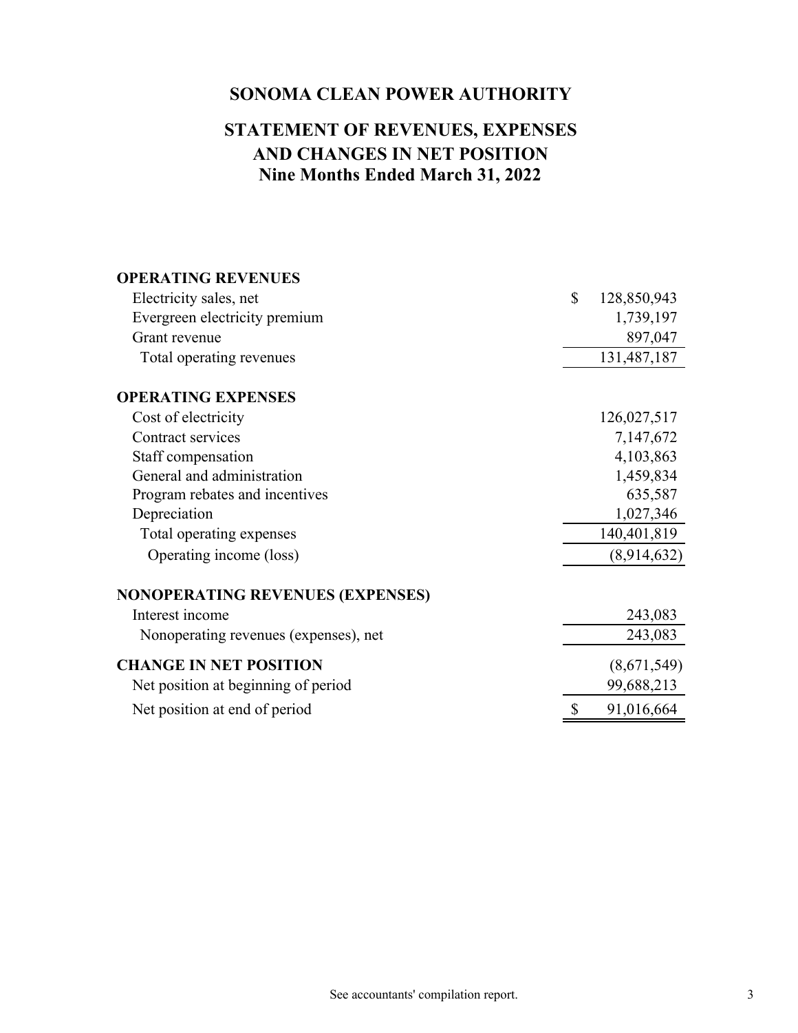# SONOMA CLEAN POWER AUTHORITY

## STATEMENT OF REVENUES, EXPENSES AND CHANGES IN NET POSITION
## Nine Months Ended March 31, 2022

| | |
|---|---|
| **OPERATING REVENUES** | |
| Electricity sales, net | $ 128,850,943 |
| Evergreen electricity premium | 1,739,197 |
| Grant revenue | 897,047 |
| Total operating revenues | 131,487,187 |
| **OPERATING EXPENSES** | |
| Cost of electricity | 126,027,517 |
| Contract services | 7,147,672 |
| Staff compensation | 4,103,863 |
| General and administration | 1,459,834 |
| Program rebates and incentives | 635,587 |
| Depreciation | 1,027,346 |
| Total operating expenses | 140,401,819 |
| Operating income (loss) | (8,914,632) |
| **NONOPERATING REVENUES (EXPENSES)** | |
| Interest income | 243,083 |
| Nonoperating revenues (expenses), net | 243,083 |
| **CHANGE IN NET POSITION** | (8,671,549) |
| Net position at beginning of period | 99,688,213 |
| Net position at end of period | $ 91,016,664 |

See accountants' compilation report.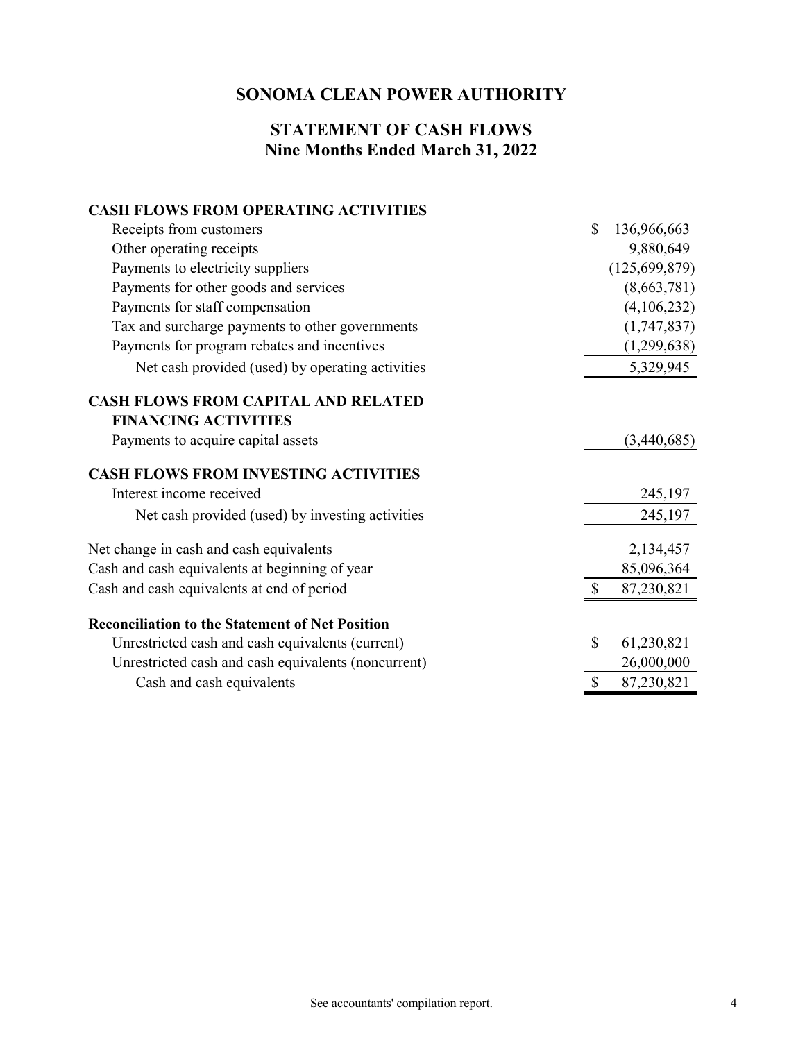# SONOMA CLEAN POWER AUTHORITY

## STATEMENT OF CASH FLOWS
## Nine Months Ended March 31, 2022

| | |
|---|---|
| **CASH FLOWS FROM OPERATING ACTIVITIES** | |
| Receipts from customers | $ 136,966,663 |
| Other operating receipts | 9,880,649 |
| Payments to electricity suppliers | (125,699,879) |
| Payments for other goods and services | (8,663,781) |
| Payments for staff compensation | (4,106,232) |
| Tax and surcharge payments to other governments | (1,747,837) |
| Payments for program rebates and incentives | (1,299,638) |
| Net cash provided (used) by operating activities | 5,329,945 |
| **CASH FLOWS FROM CAPITAL AND RELATED FINANCING ACTIVITIES** | |
| Payments to acquire capital assets | (3,440,685) |
| **CASH FLOWS FROM INVESTING ACTIVITIES** | |
| Interest income received | 245,197 |
| Net cash provided (used) by investing activities | 245,197 |
| Net change in cash and cash equivalents | 2,134,457 |
| Cash and cash equivalents at beginning of year | 85,096,364 |
| Cash and cash equivalents at end of period | $ 87,230,821 |
| **Reconciliation to the Statement of Net Position** | |
| Unrestricted cash and cash equivalents (current) | $ 61,230,821 |
| Unrestricted cash and cash equivalents (noncurrent) | 26,000,000 |
| Cash and cash equivalents | $ 87,230,821 |

See accountants' compilation report.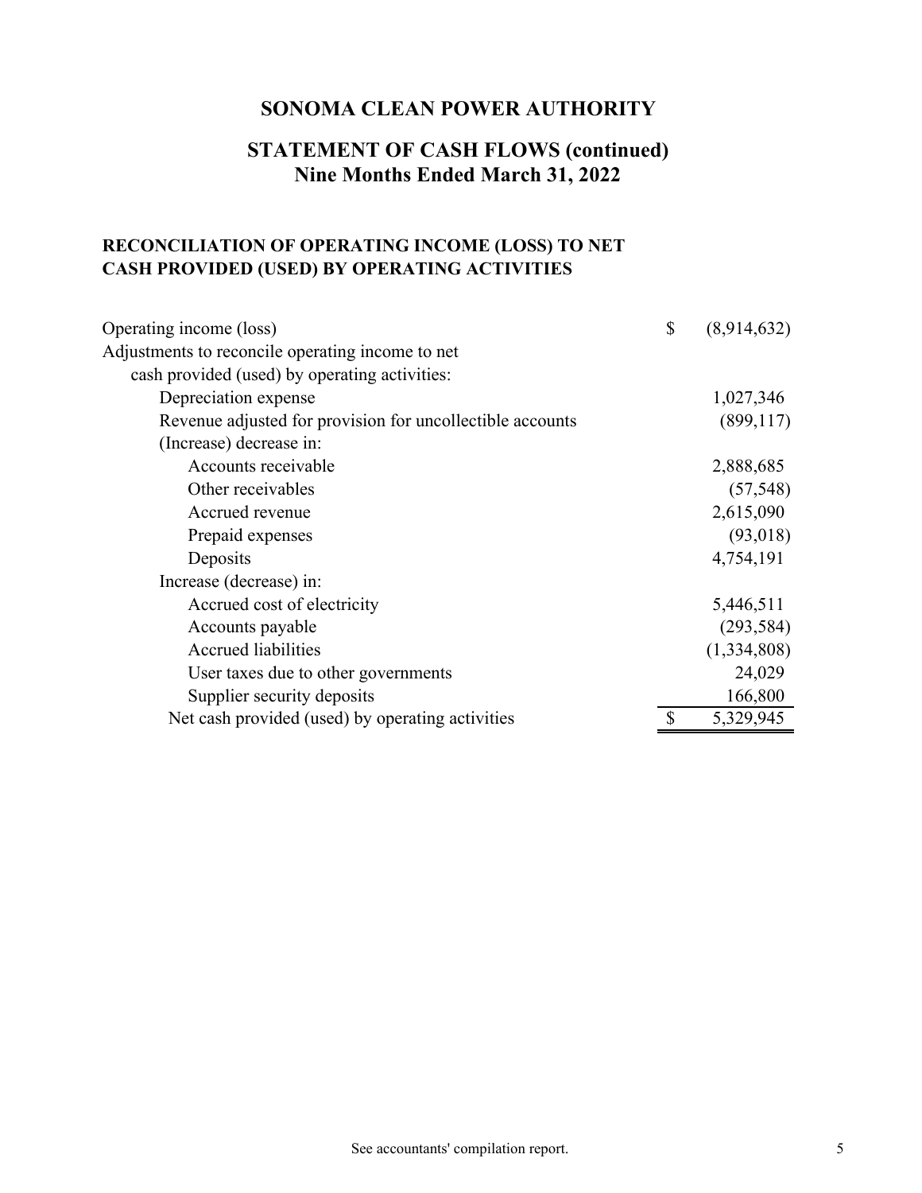# SONOMA CLEAN POWER AUTHORITY

## STATEMENT OF CASH FLOWS (continued)
## Nine Months Ended March 31, 2022

### RECONCILIATION OF OPERATING INCOME (LOSS) TO NET CASH PROVIDED (USED) BY OPERATING ACTIVITIES

| | |
|---|---|
| Operating income (loss) | $ (8,914,632) |
| Adjustments to reconcile operating income to net cash provided (used) by operating activities: | |
| Depreciation expense | 1,027,346 |
| Revenue adjusted for provision for uncollectible accounts | (899,117) |
| (Increase) decrease in: | |
| Accounts receivable | 2,888,685 |
| Other receivables | (57,548) |
| Accrued revenue | 2,615,090 |
| Prepaid expenses | (93,018) |
| Deposits | 4,754,191 |
| Increase (decrease) in: | |
| Accrued cost of electricity | 5,446,511 |
| Accounts payable | (293,584) |
| Accrued liabilities | (1,334,808) |
| User taxes due to other governments | 24,029 |
| Supplier security deposits | 166,800 |
| Net cash provided (used) by operating activities | $ 5,329,945 |

See accountants' compilation report.